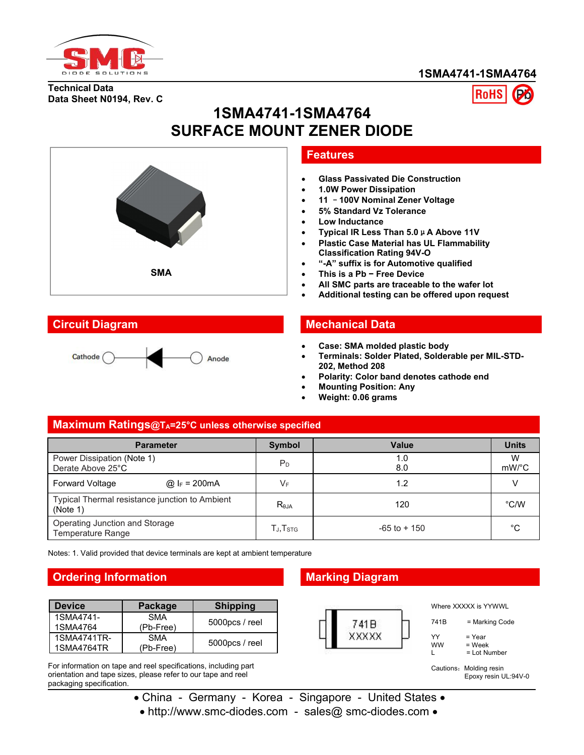1SMA4741-1SMA4764

Technical Data
Data Sheet N0194, Rev. C

# 1SMA4741-1SMA4764
# SURFACE MOUNT ZENER DIODE

SMA

## Features

- **Glass Passivated Die Construction**
- **1.0W Power Dissipation**
- **11 – 100V Nominal Zener Voltage**
- **5% Standard Vz Tolerance**
- **Low Inductance**
- **Typical IR Less Than 5.0 µA Above 11V**
- **Plastic Case Material has UL Flammability Classification Rating 94V-O**
- **"-A" suffix is for Automotive qualified**
- **This is a Pb − Free Device**
- **All SMC parts are traceable to the wafer lot**
- **Additional testing can be offered upon request**

## Circuit Diagram

Cathode — Anode

## Mechanical Data

- **Case: SMA molded plastic body**
- **Terminals: Solder Plated, Solderable per MIL-STD-202, Method 208**
- **Polarity: Color band denotes cathode end**
- **Mounting Position: Any**
- **Weight: 0.06 grams**

## Maximum Ratings@$T_A$=25°C unless otherwise specified

| Parameter | Symbol | Value | Units |
|---|---|---|---|
| Power Dissipation (Note 1)<br>Derate Above 25°C | $P_D$ | 1.0<br>8.0 | W<br>mW/°C |
| Forward Voltage @ $I_F$ = 200mA | $V_F$ | 1.2 | V |
| Typical Thermal resistance junction to Ambient (Note 1) | $R_{\theta JA}$ | 120 | °C/W |
| Operating Junction and Storage Temperature Range | $T_J, T_{STG}$ | -65 to + 150 | °C |

Notes: 1. Valid provided that device terminals are kept at ambient temperature

## Ordering Information

| Device | Package | Shipping |
|---|---|---|
| 1SMA4741-1SMA4764 | SMA (Pb-Free) | 5000pcs / reel |
| 1SMA4741TR-1SMA4764TR | SMA (Pb-Free) | 5000pcs / reel |

For information on tape and reel specifications, including part orientation and tape sizes, please refer to our tape and reel packaging specification.

## Marking Diagram

741B
XXXXX

Where XXXXX is YYWWL

741B = Marking Code

YY = Year
WW = Week
L = Lot Number

Cautions: Molding resin
Epoxy resin UL:94V-0

• China - Germany - Korea - Singapore - United States •
• http://www.smc-diodes.com - sales@ smc-diodes.com •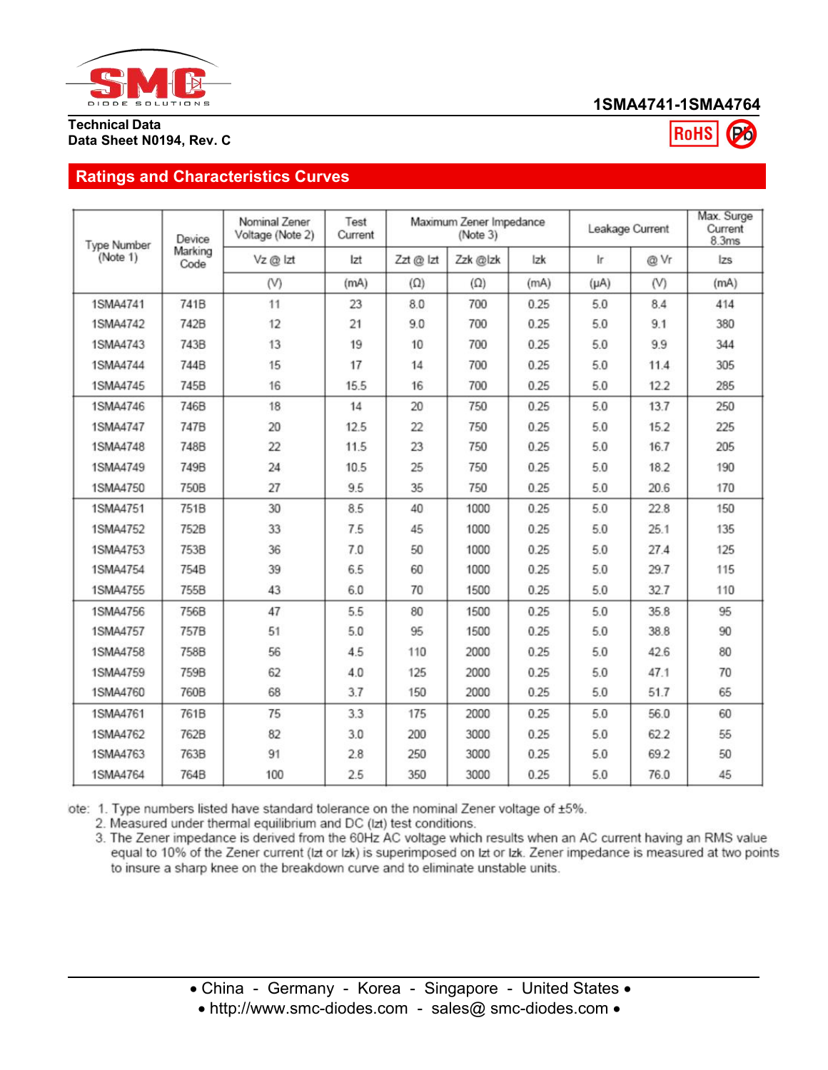Technical Data
Data Sheet N0194, Rev. C

## Ratings and Characteristics Curves

| Type Number (Note 1) | Device Marking Code | Nominal Zener Voltage (Note 2) | Test Current | Maximum Zener Impedance (Note 3) | | | Leakage Current | | Max. Surge Current 8.3ms |
|---|---|---|---|---|---|---|---|---|---|
| | | Vz @ Izt | Izt | Zzt @ Izt | Zzk @Izk | Izk | Ir | @ Vr | Izs |
| | | (V) | (mA) | (Ω) | (Ω) | (mA) | (μA) | (V) | (mA) |
| 1SMA4741 | 741B | 11 | 23 | 8.0 | 700 | 0.25 | 5.0 | 8.4 | 414 |
| 1SMA4742 | 742B | 12 | 21 | 9.0 | 700 | 0.25 | 5.0 | 9.1 | 380 |
| 1SMA4743 | 743B | 13 | 19 | 10 | 700 | 0.25 | 5.0 | 9.9 | 344 |
| 1SMA4744 | 744B | 15 | 17 | 14 | 700 | 0.25 | 5.0 | 11.4 | 305 |
| 1SMA4745 | 745B | 16 | 15.5 | 16 | 700 | 0.25 | 5.0 | 12.2 | 285 |
| 1SMA4746 | 746B | 18 | 14 | 20 | 750 | 0.25 | 5.0 | 13.7 | 250 |
| 1SMA4747 | 747B | 20 | 12.5 | 22 | 750 | 0.25 | 5.0 | 15.2 | 225 |
| 1SMA4748 | 748B | 22 | 11.5 | 23 | 750 | 0.25 | 5.0 | 16.7 | 205 |
| 1SMA4749 | 749B | 24 | 10.5 | 25 | 750 | 0.25 | 5.0 | 18.2 | 190 |
| 1SMA4750 | 750B | 27 | 9.5 | 35 | 750 | 0.25 | 5.0 | 20.6 | 170 |
| 1SMA4751 | 751B | 30 | 8.5 | 40 | 1000 | 0.25 | 5.0 | 22.8 | 150 |
| 1SMA4752 | 752B | 33 | 7.5 | 45 | 1000 | 0.25 | 5.0 | 25.1 | 135 |
| 1SMA4753 | 753B | 36 | 7.0 | 50 | 1000 | 0.25 | 5.0 | 27.4 | 125 |
| 1SMA4754 | 754B | 39 | 6.5 | 60 | 1000 | 0.25 | 5.0 | 29.7 | 115 |
| 1SMA4755 | 755B | 43 | 6.0 | 70 | 1500 | 0.25 | 5.0 | 32.7 | 110 |
| 1SMA4756 | 756B | 47 | 5.5 | 80 | 1500 | 0.25 | 5.0 | 35.8 | 95 |
| 1SMA4757 | 757B | 51 | 5.0 | 95 | 1500 | 0.25 | 5.0 | 38.8 | 90 |
| 1SMA4758 | 758B | 56 | 4.5 | 110 | 2000 | 0.25 | 5.0 | 42.6 | 80 |
| 1SMA4759 | 759B | 62 | 4.0 | 125 | 2000 | 0.25 | 5.0 | 47.1 | 70 |
| 1SMA4760 | 760B | 68 | 3.7 | 150 | 2000 | 0.25 | 5.0 | 51.7 | 65 |
| 1SMA4761 | 761B | 75 | 3.3 | 175 | 2000 | 0.25 | 5.0 | 56.0 | 60 |
| 1SMA4762 | 762B | 82 | 3.0 | 200 | 3000 | 0.25 | 5.0 | 62.2 | 55 |
| 1SMA4763 | 763B | 91 | 2.8 | 250 | 3000 | 0.25 | 5.0 | 69.2 | 50 |
| 1SMA4764 | 764B | 100 | 2.5 | 350 | 3000 | 0.25 | 5.0 | 76.0 | 45 |

ote: 1. Type numbers listed have standard tolerance on the nominal Zener voltage of ±5%.
2. Measured under thermal equilibrium and DC (Izt) test conditions.
3. The Zener impedance is derived from the 60Hz AC voltage which results when an AC current having an RMS value equal to 10% of the Zener current (Izt or Izk) is superimposed on Izt or Izk. Zener impedance is measured at two points to insure a sharp knee on the breakdown curve and to eliminate unstable units.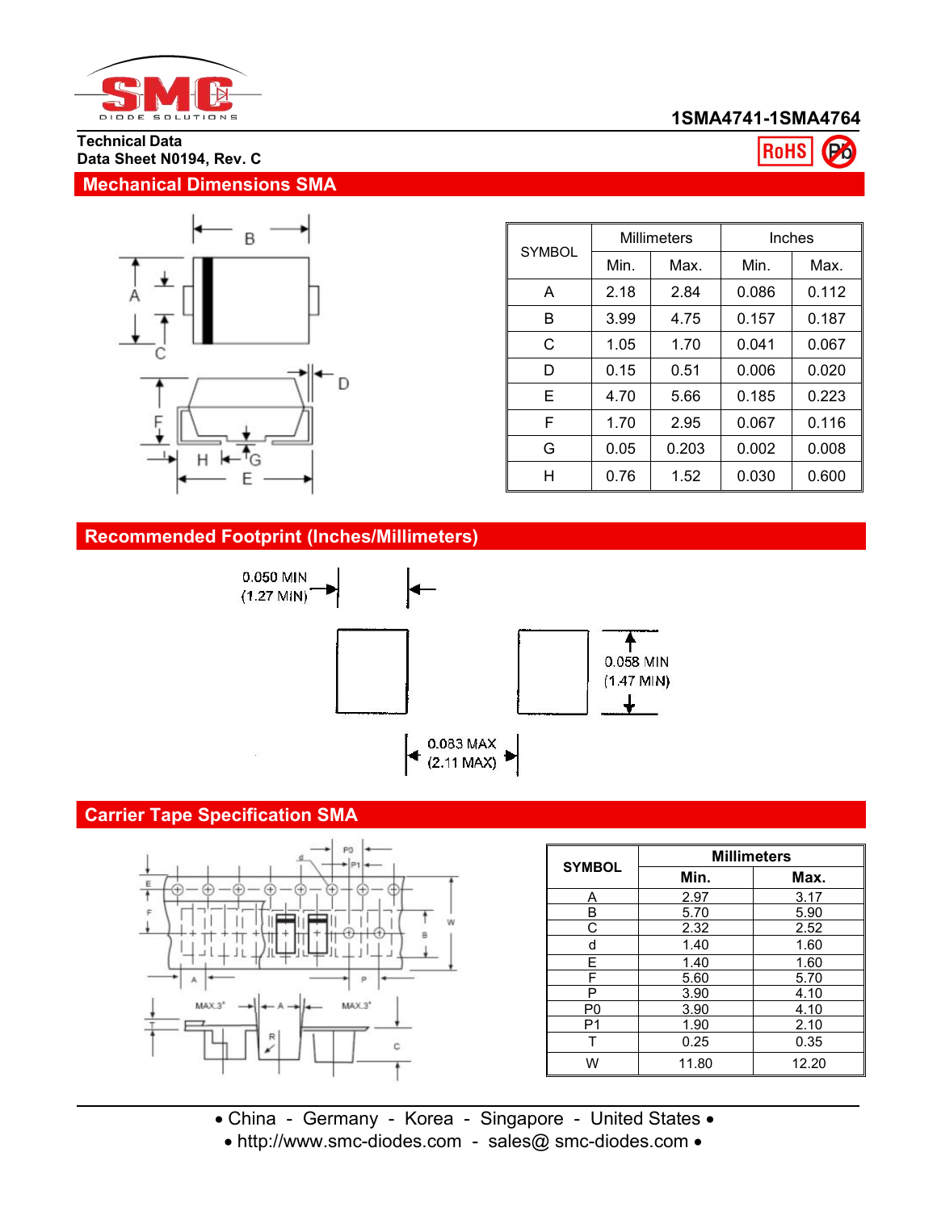**1SMA4741-1SMA4764**

**Technical Data**
**Data Sheet N0194, Rev. C**

## Mechanical Dimensions SMA

| SYMBOL | Millimeters | | Inches | |
|---|---|---|---|---|
| | Min. | Max. | Min. | Max. |
| A | 2.18 | 2.84 | 0.086 | 0.112 |
| B | 3.99 | 4.75 | 0.157 | 0.187 |
| C | 1.05 | 1.70 | 0.041 | 0.067 |
| D | 0.15 | 0.51 | 0.006 | 0.020 |
| E | 4.70 | 5.66 | 0.185 | 0.223 |
| F | 1.70 | 2.95 | 0.067 | 0.116 |
| G | 0.05 | 0.203 | 0.002 | 0.008 |
| H | 0.76 | 1.52 | 0.030 | 0.600 |

## Recommended Footprint (Inches/Millimeters)

0.050 MIN (1.27 MIN)

0.058 MIN (1.47 MIN)

0.083 MAX (2.11 MAX)

## Carrier Tape Specification SMA

| SYMBOL | Millimeters | |
|---|---|---|
| | Min. | Max. |
| A | 2.97 | 3.17 |
| B | 5.70 | 5.90 |
| C | 2.32 | 2.52 |
| d | 1.40 | 1.60 |
| E | 1.40 | 1.60 |
| F | 5.60 | 5.70 |
| P | 3.90 | 4.10 |
| P0 | 3.90 | 4.10 |
| P1 | 1.90 | 2.10 |
| T | 0.25 | 0.35 |
| W | 11.80 | 12.20 |

• China - Germany - Korea - Singapore - United States •
• http://www.smc-diodes.com - sales@ smc-diodes.com •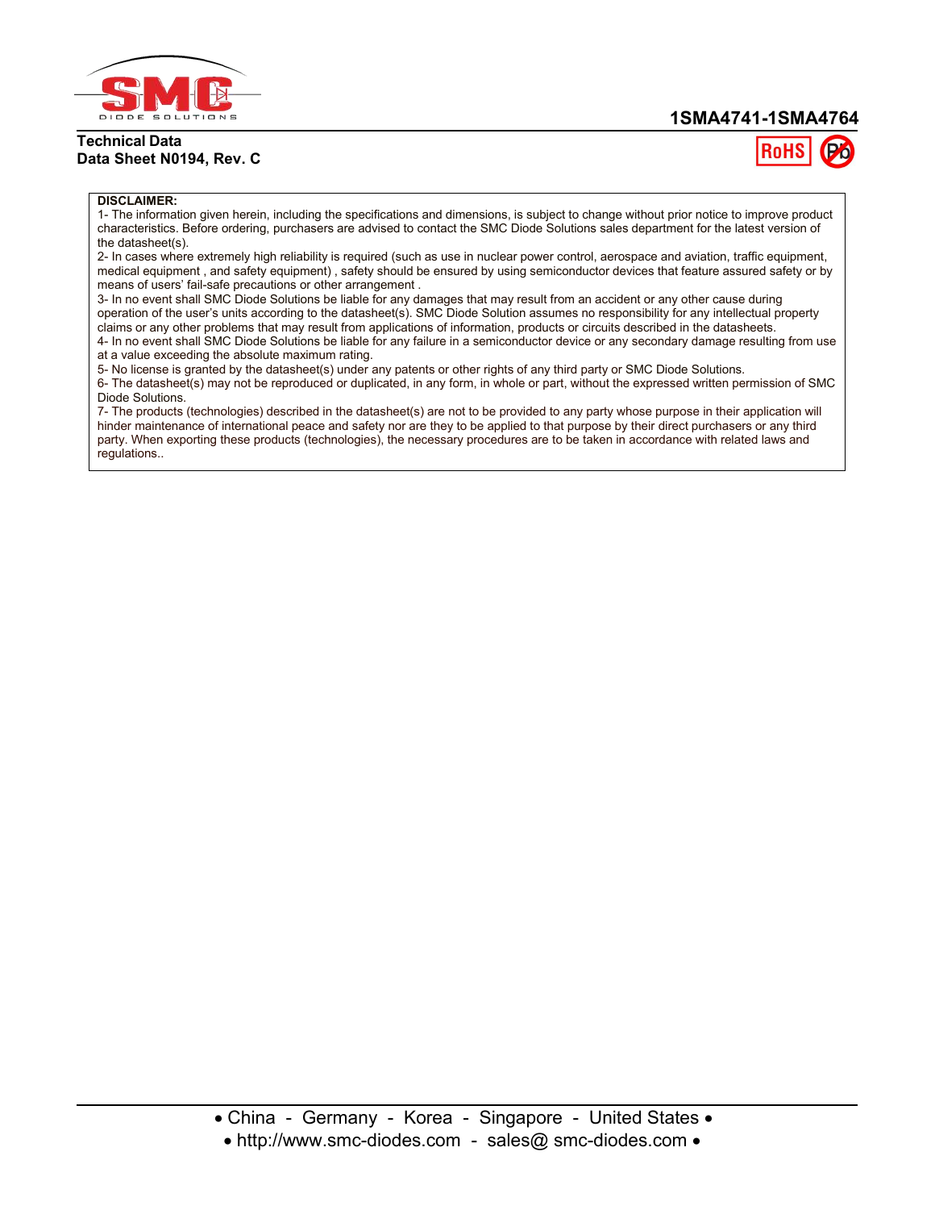**DISCLAIMER:**

1- The information given herein, including the specifications and dimensions, is subject to change without prior notice to improve product characteristics. Before ordering, purchasers are advised to contact the SMC Diode Solutions sales department for the latest version of the datasheet(s).

2- In cases where extremely high reliability is required (such as use in nuclear power control, aerospace and aviation, traffic equipment, medical equipment , and safety equipment) , safety should be ensured by using semiconductor devices that feature assured safety or by means of users' fail-safe precautions or other arrangement .

3- In no event shall SMC Diode Solutions be liable for any damages that may result from an accident or any other cause during operation of the user's units according to the datasheet(s). SMC Diode Solution assumes no responsibility for any intellectual property claims or any other problems that may result from applications of information, products or circuits described in the datasheets.

4- In no event shall SMC Diode Solutions be liable for any failure in a semiconductor device or any secondary damage resulting from use at a value exceeding the absolute maximum rating.

5- No license is granted by the datasheet(s) under any patents or other rights of any third party or SMC Diode Solutions.

6- The datasheet(s) may not be reproduced or duplicated, in any form, in whole or part, without the expressed written permission of SMC Diode Solutions.

7- The products (technologies) described in the datasheet(s) are not to be provided to any party whose purpose in their application will hinder maintenance of international peace and safety nor are they to be applied to that purpose by their direct purchasers or any third party. When exporting these products (technologies), the necessary procedures are to be taken in accordance with related laws and regulations..